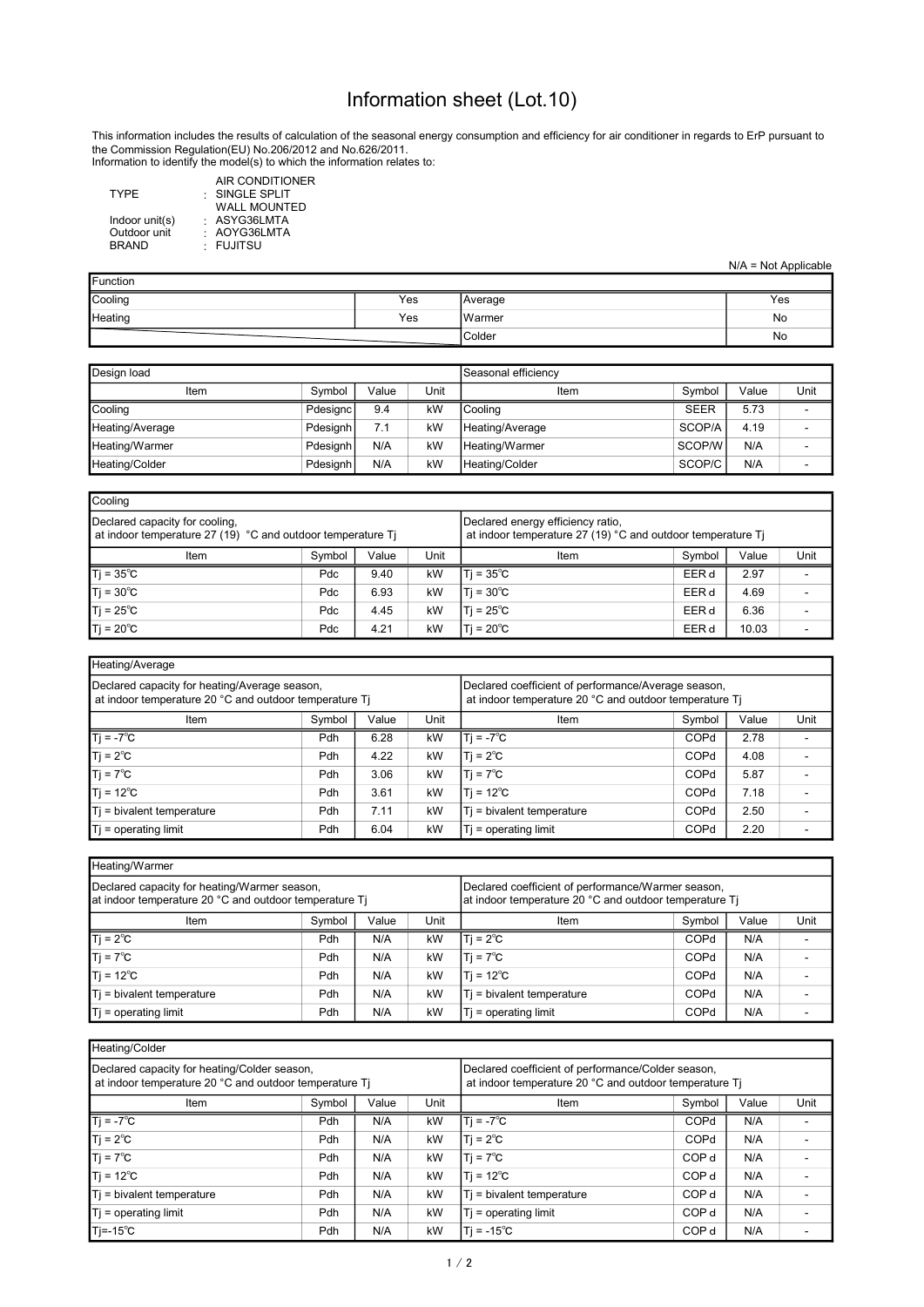# Information sheet (Lot.10)

This information includes the results of calculation of the seasonal energy consumption and efficiency for air conditioner in regards to ErP pursuant to the Commission Regulation(EU) No.206/2012 and No.626/2011.
Information to identify the model(s) to which the information relates to:

| | | |
|---|---|---|
| TYPE | : | AIR CONDITIONER<br>SINGLE SPLIT<br>WALL MOUNTED |
| Indoor unit(s) | : | ASYG36LMTA |
| Outdoor unit | : | AOYG36LMTA |
| BRAND | : | FUJITSU |

N/A = Not Applicable

| Function | | | |
|---|---|---|---|
| Cooling | Yes | Average | Yes |
| Heating | Yes | Warmer | No |
| | | Colder | No |

| Design load | | | | Seasonal efficiency | | | |
|---|---|---|---|---|---|---|---|
| Item | Symbol | Value | Unit | Item | Symbol | Value | Unit |
| Cooling | Pdesignc | 9.4 | kW | Cooling | SEER | 5.73 | - |
| Heating/Average | Pdesignh | 7.1 | kW | Heating/Average | SCOP/A | 4.19 | - |
| Heating/Warmer | Pdesignh | N/A | kW | Heating/Warmer | SCOP/W | N/A | - |
| Heating/Colder | Pdesignh | N/A | kW | Heating/Colder | SCOP/C | N/A | - |

| Cooling | | | | | | | |
|---|---|---|---|---|---|---|---|
| Declared capacity for cooling, at indoor temperature 27 (19) °C and outdoor temperature Tj | | | | Declared energy efficiency ratio, at indoor temperature 27 (19) °C and outdoor temperature Tj | | | |
| Item | Symbol | Value | Unit | Item | Symbol | Value | Unit |
| Tj = 35℃ | Pdc | 9.40 | kW | Tj = 35℃ | EER d | 2.97 | - |
| Tj = 30℃ | Pdc | 6.93 | kW | Tj = 30℃ | EER d | 4.69 | - |
| Tj = 25℃ | Pdc | 4.45 | kW | Tj = 25℃ | EER d | 6.36 | - |
| Tj = 20℃ | Pdc | 4.21 | kW | Tj = 20℃ | EER d | 10.03 | - |

| Heating/Average | | | | | | | |
|---|---|---|---|---|---|---|---|
| Declared capacity for heating/Average season, at indoor temperature 20 °C and outdoor temperature Tj | | | | Declared coefficient of performance/Average season, at indoor temperature 20 °C and outdoor temperature Tj | | | |
| Item | Symbol | Value | Unit | Item | Symbol | Value | Unit |
| Tj = -7℃ | Pdh | 6.28 | kW | Tj = -7℃ | COPd | 2.78 | - |
| Tj = 2℃ | Pdh | 4.22 | kW | Tj = 2℃ | COPd | 4.08 | - |
| Tj = 7℃ | Pdh | 3.06 | kW | Tj = 7℃ | COPd | 5.87 | - |
| Tj = 12℃ | Pdh | 3.61 | kW | Tj = 12℃ | COPd | 7.18 | - |
| Tj = bivalent temperature | Pdh | 7.11 | kW | Tj = bivalent temperature | COPd | 2.50 | - |
| Tj = operating limit | Pdh | 6.04 | kW | Tj = operating limit | COPd | 2.20 | - |

| Heating/Warmer | | | | | | | |
|---|---|---|---|---|---|---|---|
| Declared capacity for heating/Warmer season, at indoor temperature 20 °C and outdoor temperature Tj | | | | Declared coefficient of performance/Warmer season, at indoor temperature 20 °C and outdoor temperature Tj | | | |
| Item | Symbol | Value | Unit | Item | Symbol | Value | Unit |
| Tj = 2℃ | Pdh | N/A | kW | Tj = 2℃ | COPd | N/A | - |
| Tj = 7℃ | Pdh | N/A | kW | Tj = 7℃ | COPd | N/A | - |
| Tj = 12℃ | Pdh | N/A | kW | Tj = 12℃ | COPd | N/A | - |
| Tj = bivalent temperature | Pdh | N/A | kW | Tj = bivalent temperature | COPd | N/A | - |
| Tj = operating limit | Pdh | N/A | kW | Tj = operating limit | COPd | N/A | - |

| Heating/Colder | | | | | | | |
|---|---|---|---|---|---|---|---|
| Declared capacity for heating/Colder season, at indoor temperature 20 °C and outdoor temperature Tj | | | | Declared coefficient of performance/Colder season, at indoor temperature 20 °C and outdoor temperature Tj | | | |
| Item | Symbol | Value | Unit | Item | Symbol | Value | Unit |
| Tj = -7℃ | Pdh | N/A | kW | Tj = -7℃ | COPd | N/A | - |
| Tj = 2℃ | Pdh | N/A | kW | Tj = 2℃ | COPd | N/A | - |
| Tj = 7℃ | Pdh | N/A | kW | Tj = 7℃ | COP d | N/A | - |
| Tj = 12℃ | Pdh | N/A | kW | Tj = 12℃ | COP d | N/A | - |
| Tj = bivalent temperature | Pdh | N/A | kW | Tj = bivalent temperature | COP d | N/A | - |
| Tj = operating limit | Pdh | N/A | kW | Tj = operating limit | COP d | N/A | - |
| Tj=-15℃ | Pdh | N/A | kW | Tj = -15℃ | COP d | N/A | - |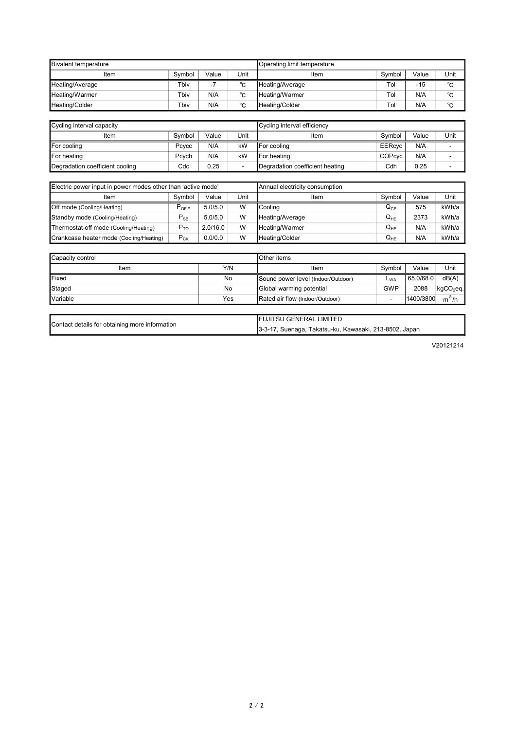| Bivalent temperature | | | | Operating limit temperature | | | |
|---|---|---|---|---|---|---|---|
| Item | Symbol | Value | Unit | Item | Symbol | Value | Unit |
| Heating/Average | Tbiv | -7 | ℃ | Heating/Average | Tol | -15 | ℃ |
| Heating/Warmer | Tbiv | N/A | ℃ | Heating/Warmer | Tol | N/A | ℃ |
| Heating/Colder | Tbiv | N/A | ℃ | Heating/Colder | Tol | N/A | ℃ |

| Cycling interval capacity | | | | Cycling interval efficiency | | | |
|---|---|---|---|---|---|---|---|
| Item | Symbol | Value | Unit | Item | Symbol | Value | Unit |
| For cooling | Pcycc | N/A | kW | For cooling | EERcyc | N/A | - |
| For heating | Pcych | N/A | kW | For heating | COPcyc | N/A | - |
| Degradation coefficient cooling | Cdc | 0.25 | - | Degradation coefficient heating | Cdh | 0.25 | - |

| Electric power input in power modes other than 'active mode' | | | | Annual electricity consumption | | | |
|---|---|---|---|---|---|---|---|
| Item | Symbol | Value | Unit | Item | Symbol | Value | Unit |
| Off mode (Cooling/Heating) | $P_{OFF}$ | 5.0/5.0 | W | Cooling | $Q_{CE}$ | 575 | kWh/a |
| Standby mode (Cooling/Heating) | $P_{SB}$ | 5.0/5.0 | W | Heating/Average | $Q_{HE}$ | 2373 | kWh/a |
| Thermostat-off mode (Cooling/Heating) | $P_{TO}$ | 2.0/16.0 | W | Heating/Warmer | $Q_{HE}$ | N/A | kWh/a |
| Crankcase heater mode (Cooling/Heating) | $P_{CK}$ | 0.0/0.0 | W | Heating/Colder | $Q_{HE}$ | N/A | kWh/a |

| Capacity control | | Other items | | | |
|---|---|---|---|---|---|
| Item | Y/N | Item | Symbol | Value | Unit |
| Fixed | No | Sound power level (Indoor/Outdoor) | $L_{WA}$ | 65.0/68.0 | dB(A) |
| Staged | No | Global warming potential | GWP | 2088 | $kgCO_2eq.$ |
| Variable | Yes | Rated air flow (Indoor/Outdoor) | - | 1400/3800 | $m^3/h$ |

| | |
|---|---|
| Contact details for obtaining more information | FUJITSU GENERAL LIMITED<br>3-3-17, Suenaga, Takatsu-ku, Kawasaki, 213-8502, Japan |

V20121214